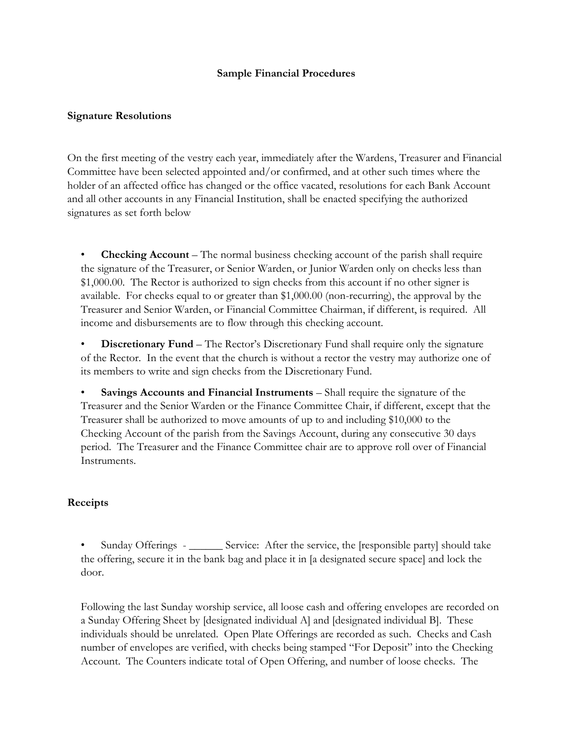# Sample Financial Procedures

## Signature Resolutions

On the first meeting of the vestry each year, immediately after the Wardens, Treasurer and Financial Committee have been selected appointed and/or confirmed, and at other such times where the holder of an affected office has changed or the office vacated, resolutions for each Bank Account and all other accounts in any Financial Institution, shall be enacted specifying the authorized signatures as set forth below

- **Checking Account** – The normal business checking account of the parish shall require the signature of the Treasurer, or Senior Warden, or Junior Warden only on checks less than $1,000.00. The Rector is authorized to sign checks from this account if no other signer is available. For checks equal to or greater than $1,000.00 (non-recurring), the approval by the Treasurer and Senior Warden, or Financial Committee Chairman, if different, is required. All income and disbursements are to flow through this checking account.
- **Discretionary Fund** – The Rector's Discretionary Fund shall require only the signature of the Rector. In the event that the church is without a rector the vestry may authorize one of its members to write and sign checks from the Discretionary Fund.
- **Savings Accounts and Financial Instruments** – Shall require the signature of the Treasurer and the Senior Warden or the Finance Committee Chair, if different, except that the Treasurer shall be authorized to move amounts of up to and including $10,000 to the Checking Account of the parish from the Savings Account, during any consecutive 30 days period. The Treasurer and the Finance Committee chair are to approve roll over of Financial Instruments.

## Receipts

- Sunday Offerings - ______ Service: After the service, the [responsible party] should take the offering, secure it in the bank bag and place it in [a designated secure space] and lock the door.

Following the last Sunday worship service, all loose cash and offering envelopes are recorded on a Sunday Offering Sheet by [designated individual A] and [designated individual B]. These individuals should be unrelated. Open Plate Offerings are recorded as such. Checks and Cash number of envelopes are verified, with checks being stamped "For Deposit" into the Checking Account. The Counters indicate total of Open Offering, and number of loose checks. The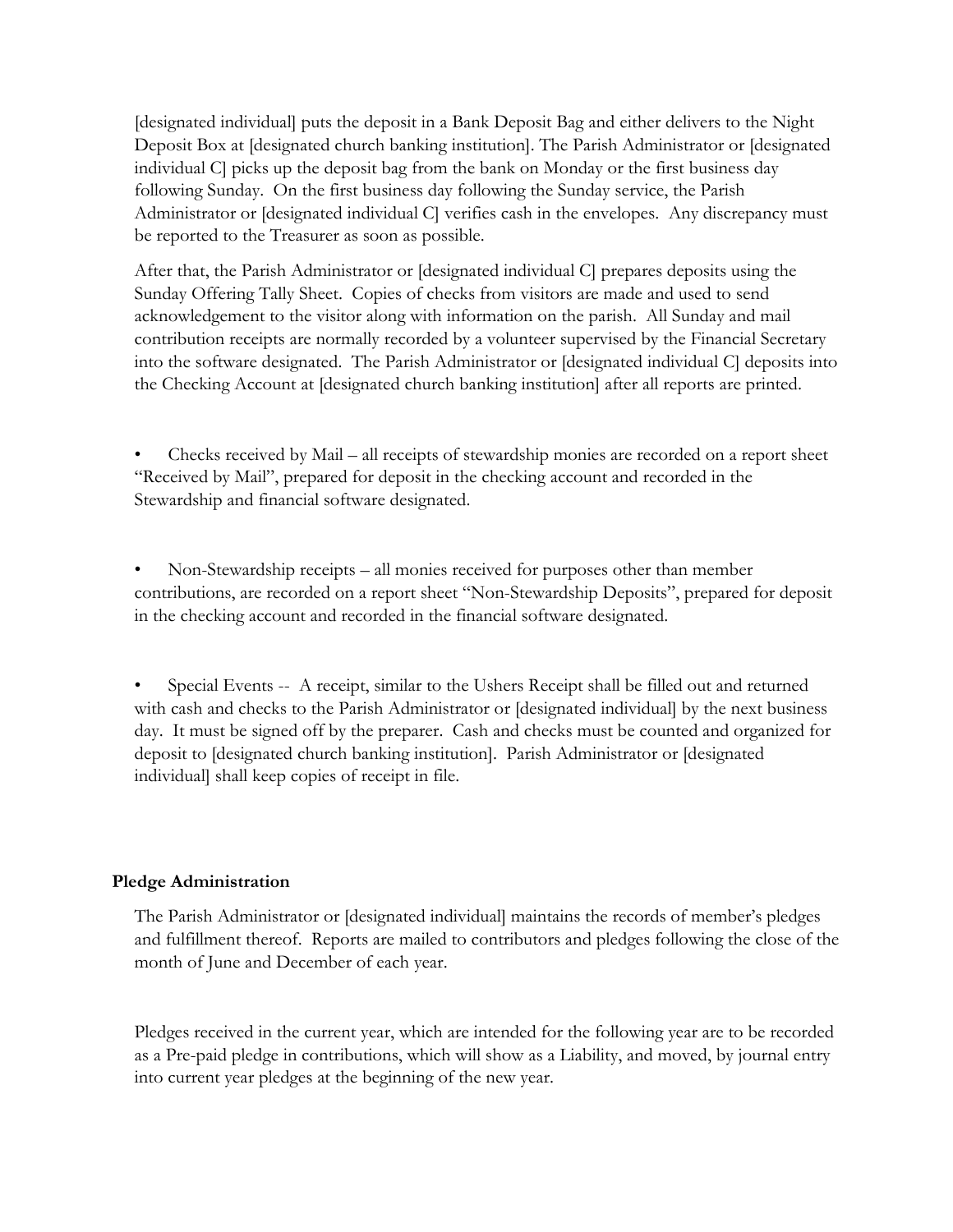[designated individual] puts the deposit in a Bank Deposit Bag and either delivers to the Night Deposit Box at [designated church banking institution]. The Parish Administrator or [designated individual C] picks up the deposit bag from the bank on Monday or the first business day following Sunday. On the first business day following the Sunday service, the Parish Administrator or [designated individual C] verifies cash in the envelopes. Any discrepancy must be reported to the Treasurer as soon as possible.

After that, the Parish Administrator or [designated individual C] prepares deposits using the Sunday Offering Tally Sheet. Copies of checks from visitors are made and used to send acknowledgement to the visitor along with information on the parish. All Sunday and mail contribution receipts are normally recorded by a volunteer supervised by the Financial Secretary into the software designated. The Parish Administrator or [designated individual C] deposits into the Checking Account at [designated church banking institution] after all reports are printed.

- Checks received by Mail – all receipts of stewardship monies are recorded on a report sheet "Received by Mail", prepared for deposit in the checking account and recorded in the Stewardship and financial software designated.

- Non-Stewardship receipts – all monies received for purposes other than member contributions, are recorded on a report sheet "Non-Stewardship Deposits", prepared for deposit in the checking account and recorded in the financial software designated.

- Special Events -- A receipt, similar to the Ushers Receipt shall be filled out and returned with cash and checks to the Parish Administrator or [designated individual] by the next business day. It must be signed off by the preparer. Cash and checks must be counted and organized for deposit to [designated church banking institution]. Parish Administrator or [designated individual] shall keep copies of receipt in file.

**Pledge Administration**

The Parish Administrator or [designated individual] maintains the records of member's pledges and fulfillment thereof. Reports are mailed to contributors and pledges following the close of the month of June and December of each year.

Pledges received in the current year, which are intended for the following year are to be recorded as a Pre-paid pledge in contributions, which will show as a Liability, and moved, by journal entry into current year pledges at the beginning of the new year.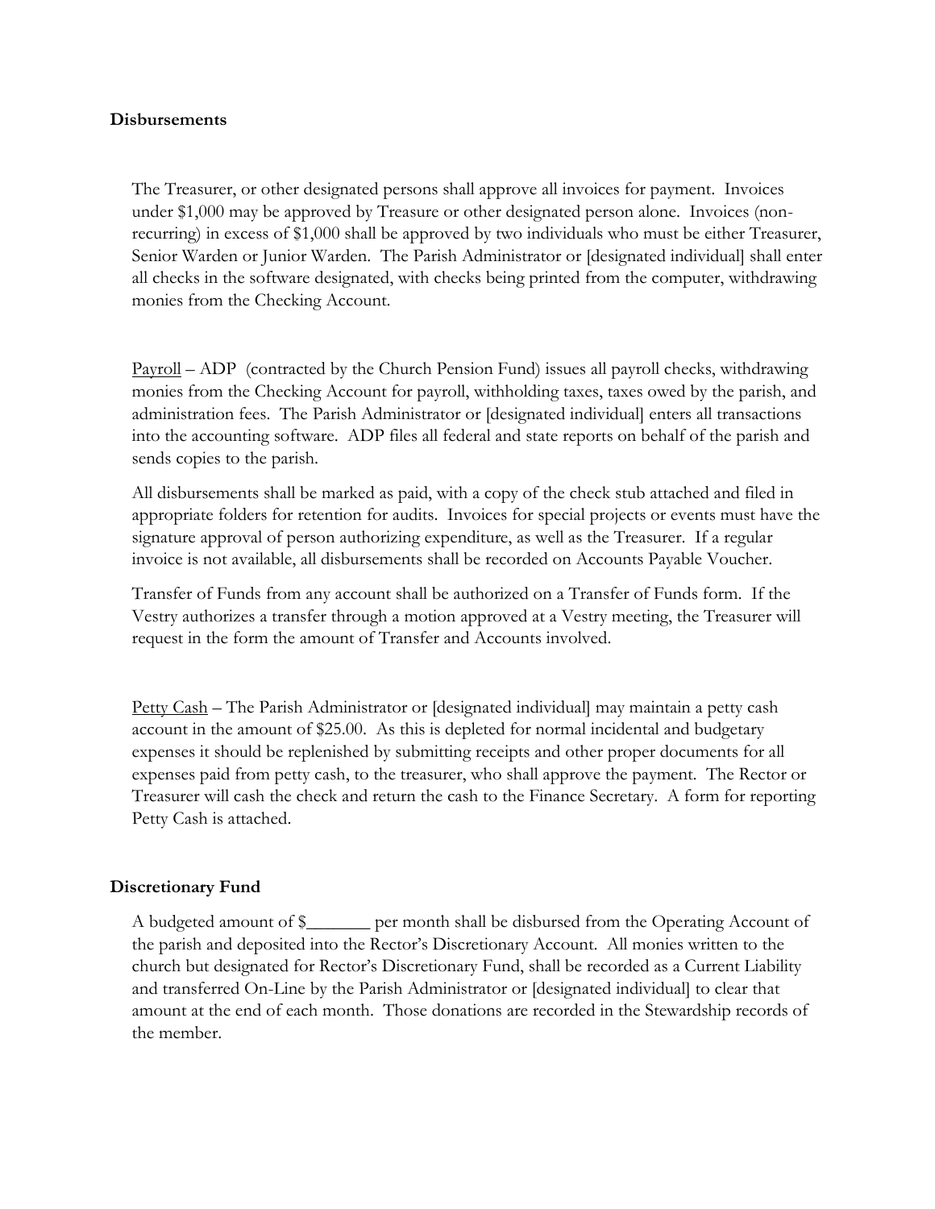**Disbursements**

The Treasurer, or other designated persons shall approve all invoices for payment. Invoices under $1,000 may be approved by Treasure or other designated person alone. Invoices (non-recurring) in excess of $1,000 shall be approved by two individuals who must be either Treasurer, Senior Warden or Junior Warden. The Parish Administrator or [designated individual] shall enter all checks in the software designated, with checks being printed from the computer, withdrawing monies from the Checking Account.

Payroll – ADP (contracted by the Church Pension Fund) issues all payroll checks, withdrawing monies from the Checking Account for payroll, withholding taxes, taxes owed by the parish, and administration fees. The Parish Administrator or [designated individual] enters all transactions into the accounting software. ADP files all federal and state reports on behalf of the parish and sends copies to the parish.

All disbursements shall be marked as paid, with a copy of the check stub attached and filed in appropriate folders for retention for audits. Invoices for special projects or events must have the signature approval of person authorizing expenditure, as well as the Treasurer. If a regular invoice is not available, all disbursements shall be recorded on Accounts Payable Voucher.

Transfer of Funds from any account shall be authorized on a Transfer of Funds form. If the Vestry authorizes a transfer through a motion approved at a Vestry meeting, the Treasurer will request in the form the amount of Transfer and Accounts involved.

Petty Cash – The Parish Administrator or [designated individual] may maintain a petty cash account in the amount of $25.00. As this is depleted for normal incidental and budgetary expenses it should be replenished by submitting receipts and other proper documents for all expenses paid from petty cash, to the treasurer, who shall approve the payment. The Rector or Treasurer will cash the check and return the cash to the Finance Secretary. A form for reporting Petty Cash is attached.

**Discretionary Fund**

A budgeted amount of $_______ per month shall be disbursed from the Operating Account of the parish and deposited into the Rector's Discretionary Account. All monies written to the church but designated for Rector's Discretionary Fund, shall be recorded as a Current Liability and transferred On-Line by the Parish Administrator or [designated individual] to clear that amount at the end of each month. Those donations are recorded in the Stewardship records of the member.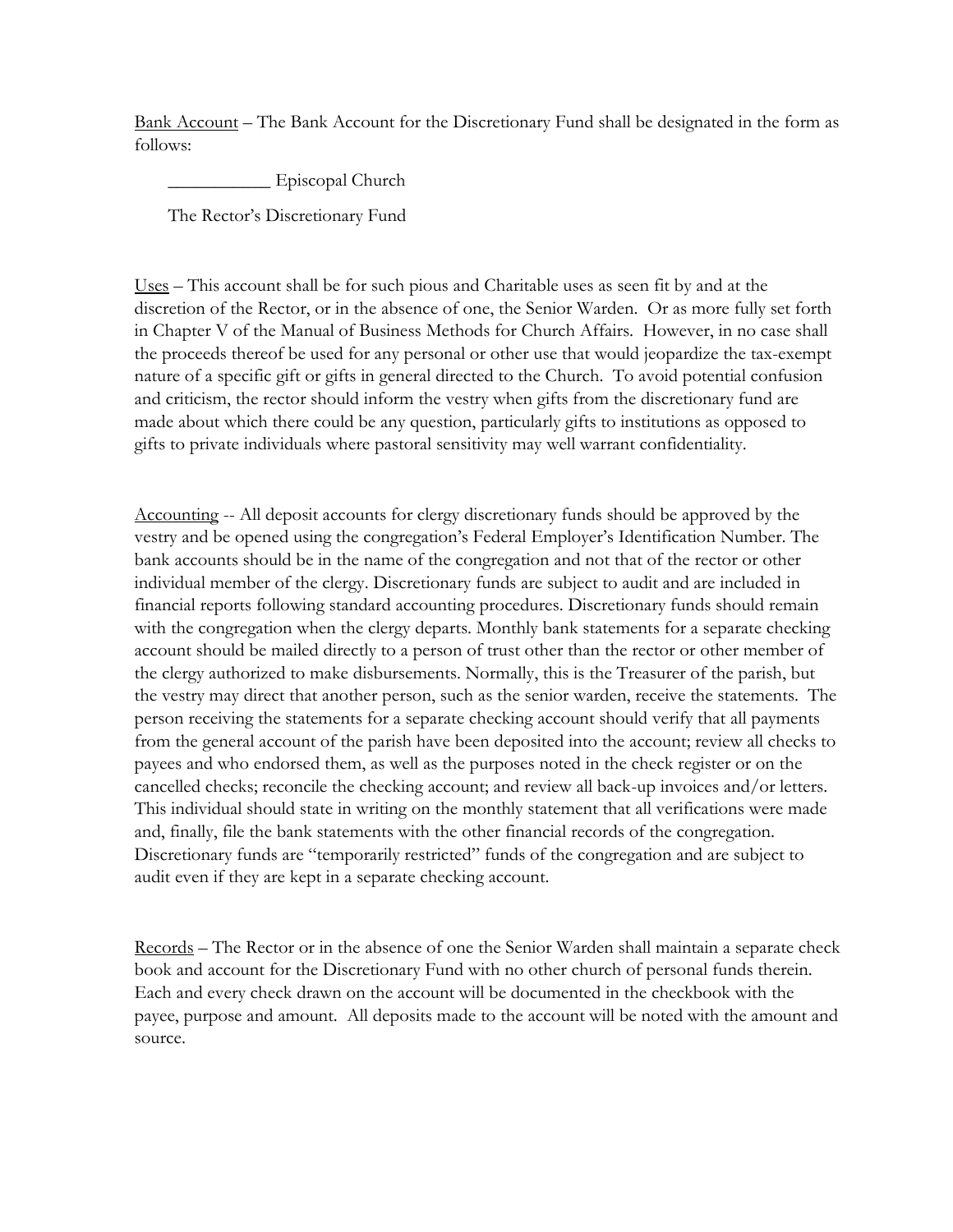Bank Account – The Bank Account for the Discretionary Fund shall be designated in the form as follows:

___________ Episcopal Church

The Rector's Discretionary Fund

Uses – This account shall be for such pious and Charitable uses as seen fit by and at the discretion of the Rector, or in the absence of one, the Senior Warden. Or as more fully set forth in Chapter V of the Manual of Business Methods for Church Affairs. However, in no case shall the proceeds thereof be used for any personal or other use that would jeopardize the tax-exempt nature of a specific gift or gifts in general directed to the Church. To avoid potential confusion and criticism, the rector should inform the vestry when gifts from the discretionary fund are made about which there could be any question, particularly gifts to institutions as opposed to gifts to private individuals where pastoral sensitivity may well warrant confidentiality.

Accounting -- All deposit accounts for clergy discretionary funds should be approved by the vestry and be opened using the congregation's Federal Employer's Identification Number. The bank accounts should be in the name of the congregation and not that of the rector or other individual member of the clergy. Discretionary funds are subject to audit and are included in financial reports following standard accounting procedures. Discretionary funds should remain with the congregation when the clergy departs. Monthly bank statements for a separate checking account should be mailed directly to a person of trust other than the rector or other member of the clergy authorized to make disbursements. Normally, this is the Treasurer of the parish, but the vestry may direct that another person, such as the senior warden, receive the statements. The person receiving the statements for a separate checking account should verify that all payments from the general account of the parish have been deposited into the account; review all checks to payees and who endorsed them, as well as the purposes noted in the check register or on the cancelled checks; reconcile the checking account; and review all back-up invoices and/or letters. This individual should state in writing on the monthly statement that all verifications were made and, finally, file the bank statements with the other financial records of the congregation. Discretionary funds are "temporarily restricted" funds of the congregation and are subject to audit even if they are kept in a separate checking account.

Records – The Rector or in the absence of one the Senior Warden shall maintain a separate check book and account for the Discretionary Fund with no other church of personal funds therein. Each and every check drawn on the account will be documented in the checkbook with the payee, purpose and amount. All deposits made to the account will be noted with the amount and source.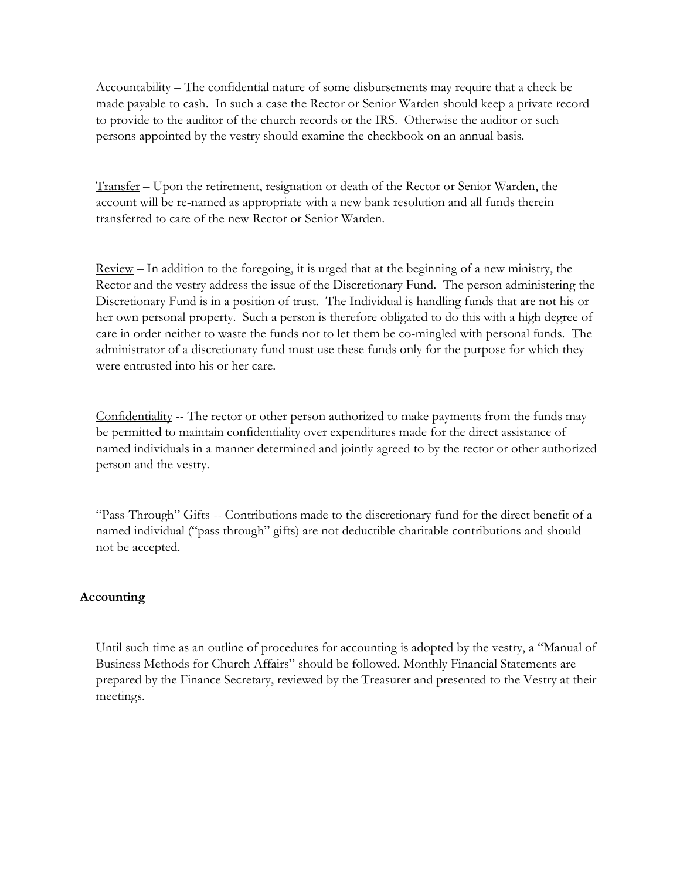<u>Accountability</u> – The confidential nature of some disbursements may require that a check be made payable to cash. In such a case the Rector or Senior Warden should keep a private record to provide to the auditor of the church records or the IRS. Otherwise the auditor or such persons appointed by the vestry should examine the checkbook on an annual basis.

<u>Transfer</u> – Upon the retirement, resignation or death of the Rector or Senior Warden, the account will be re-named as appropriate with a new bank resolution and all funds therein transferred to care of the new Rector or Senior Warden.

<u>Review</u> – In addition to the foregoing, it is urged that at the beginning of a new ministry, the Rector and the vestry address the issue of the Discretionary Fund. The person administering the Discretionary Fund is in a position of trust. The Individual is handling funds that are not his or her own personal property. Such a person is therefore obligated to do this with a high degree of care in order neither to waste the funds nor to let them be co-mingled with personal funds. The administrator of a discretionary fund must use these funds only for the purpose for which they were entrusted into his or her care.

<u>Confidentiality</u> -- The rector or other person authorized to make payments from the funds may be permitted to maintain confidentiality over expenditures made for the direct assistance of named individuals in a manner determined and jointly agreed to by the rector or other authorized person and the vestry.

<u>"Pass-Through" Gifts</u> -- Contributions made to the discretionary fund for the direct benefit of a named individual ("pass through" gifts) are not deductible charitable contributions and should not be accepted.

**Accounting**

Until such time as an outline of procedures for accounting is adopted by the vestry, a "Manual of Business Methods for Church Affairs" should be followed. Monthly Financial Statements are prepared by the Finance Secretary, reviewed by the Treasurer and presented to the Vestry at their meetings.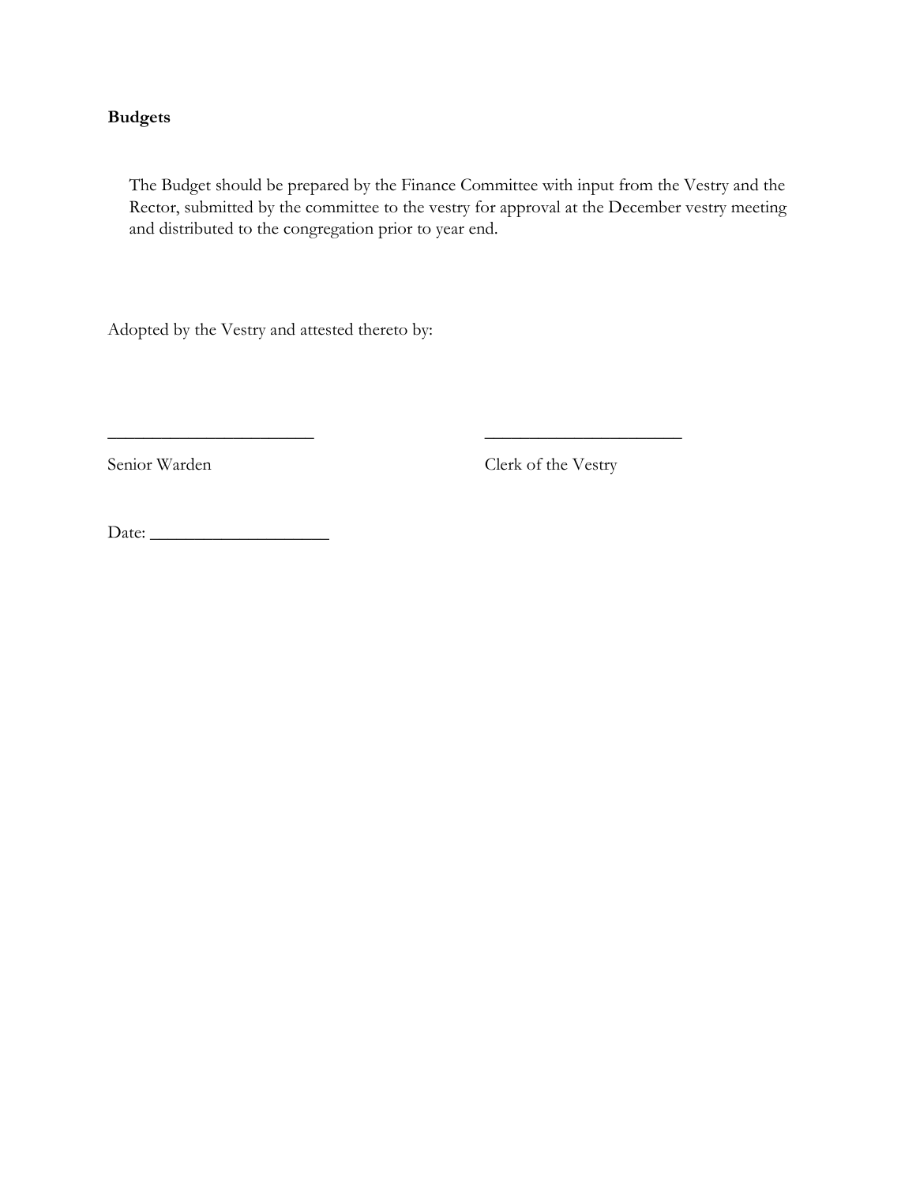**Budgets**

The Budget should be prepared by the Finance Committee with input from the Vestry and the Rector, submitted by the committee to the vestry for approval at the December vestry meeting and distributed to the congregation prior to year end.

Adopted by the Vestry and attested thereto by:

________________________ ________________________

Senior Warden Clerk of the Vestry

Date: ____________________